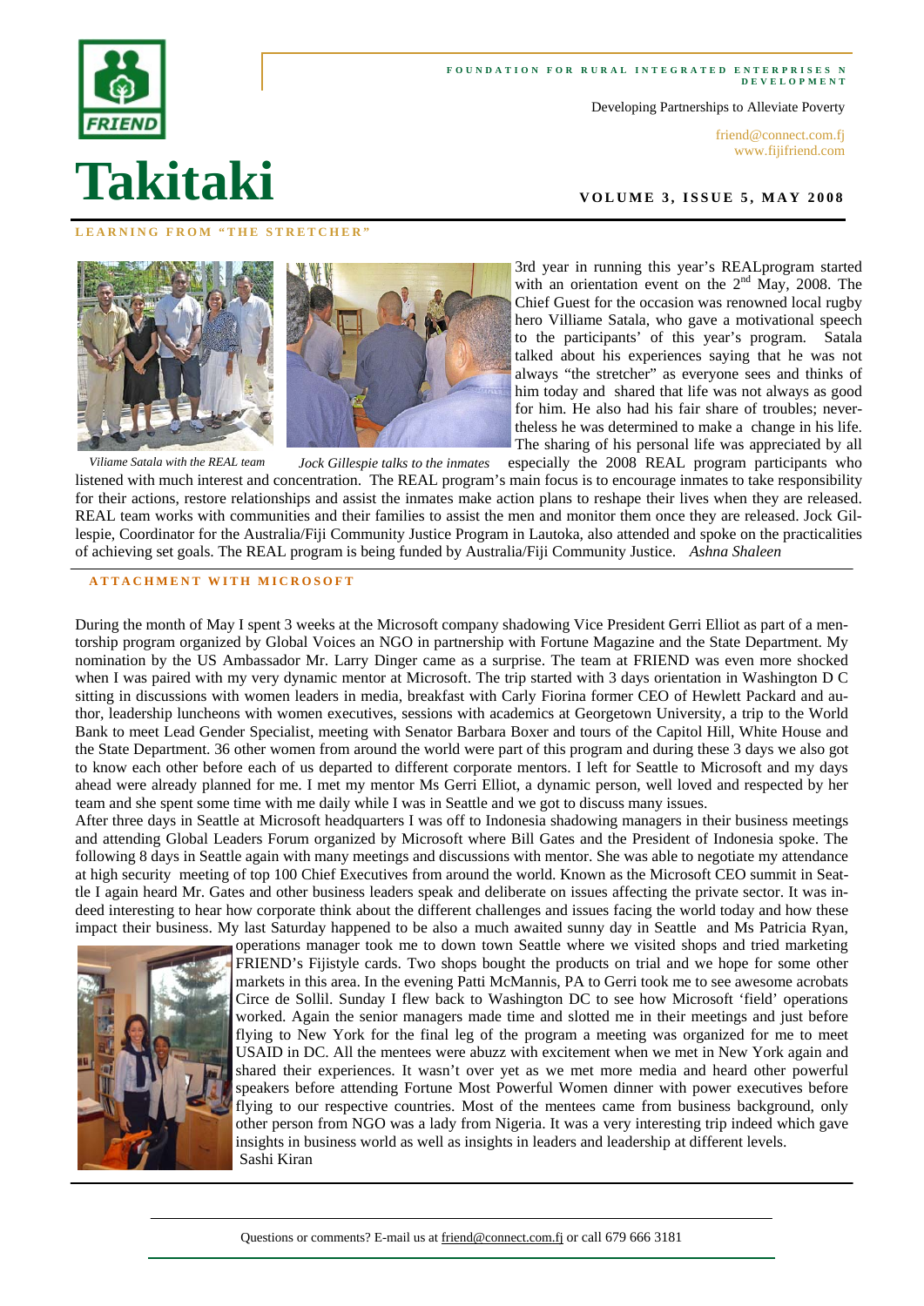FOUNDATION FOR RURAL INTEGRATED ENTERPRISES N DEVELOPMENT

Developing Partnerships to Alleviate Poverty

friend@connect.com.fj
www.fijifriend.com

# Takitaki

**VOLUME 3, ISSUE 5, MAY 2008**

## LEARNING FROM "THE STRETCHER"

*Viliame Satala with the REAL team*

*Jock Gillespie talks to the inmates*

3rd year in running this year's REALprogram started with an orientation event on the 2nd May, 2008. The Chief Guest for the occasion was renowned local rugby hero Villiame Satala, who gave a motivational speech to the participants' of this year's program. Satala talked about his experiences saying that he was not always "the stretcher" as everyone sees and thinks of him today and shared that life was not always as good for him. He also had his fair share of troubles; nevertheless he was determined to make a change in his life. The sharing of his personal life was appreciated by all especially the 2008 REAL program participants who listened with much interest and concentration. The REAL program's main focus is to encourage inmates to take responsibility for their actions, restore relationships and assist the inmates make action plans to reshape their lives when they are released. REAL team works with communities and their families to assist the men and monitor them once they are released. Jock Gillespie, Coordinator for the Australia/Fiji Community Justice Program in Lautoka, also attended and spoke on the practicalities of achieving set goals. The REAL program is being funded by Australia/Fiji Community Justice. *Ashna Shaleen*

## ATTACHMENT WITH MICROSOFT

During the month of May I spent 3 weeks at the Microsoft company shadowing Vice President Gerri Elliot as part of a mentorship program organized by Global Voices an NGO in partnership with Fortune Magazine and the State Department. My nomination by the US Ambassador Mr. Larry Dinger came as a surprise. The team at FRIEND was even more shocked when I was paired with my very dynamic mentor at Microsoft. The trip started with 3 days orientation in Washington D C sitting in discussions with women leaders in media, breakfast with Carly Fiorina former CEO of Hewlett Packard and author, leadership luncheons with women executives, sessions with academics at Georgetown University, a trip to the World Bank to meet Lead Gender Specialist, meeting with Senator Barbara Boxer and tours of the Capitol Hill, White House and the State Department. 36 other women from around the world were part of this program and during these 3 days we also got to know each other before each of us departed to different corporate mentors. I left for Seattle to Microsoft and my days ahead were already planned for me. I met my mentor Ms Gerri Elliot, a dynamic person, well loved and respected by her team and she spent some time with me daily while I was in Seattle and we got to discuss many issues.

After three days in Seattle at Microsoft headquarters I was off to Indonesia shadowing managers in their business meetings and attending Global Leaders Forum organized by Microsoft where Bill Gates and the President of Indonesia spoke. The following 8 days in Seattle again with many meetings and discussions with mentor. She was able to negotiate my attendance at high security meeting of top 100 Chief Executives from around the world. Known as the Microsoft CEO summit in Seattle I again heard Mr. Gates and other business leaders speak and deliberate on issues affecting the private sector. It was indeed interesting to hear how corporate think about the different challenges and issues facing the world today and how these impact their business. My last Saturday happened to be also a much awaited sunny day in Seattle and Ms Patricia Ryan, operations manager took me to down town Seattle where we visited shops and tried marketing FRIEND's Fijistyle cards. Two shops bought the products on trial and we hope for some other markets in this area. In the evening Patti McMannis, PA to Gerri took me to see awesome acrobats Circe de Sollil. Sunday I flew back to Washington DC to see how Microsoft 'field' operations worked. Again the senior managers made time and slotted me in their meetings and just before flying to New York for the final leg of the program a meeting was organized for me to meet USAID in DC. All the mentees were abuzz with excitement when we met in New York again and shared their experiences. It wasn't over yet as we met more media and heard other powerful speakers before attending Fortune Most Powerful Women dinner with power executives before flying to our respective countries. Most of the mentees came from business background, only other person from NGO was a lady from Nigeria. It was a very interesting trip indeed which gave insights in business world as well as insights in leaders and leadership at different levels.
Sashi Kiran

Questions or comments? E-mail us at friend@connect.com.fj or call 679 666 3181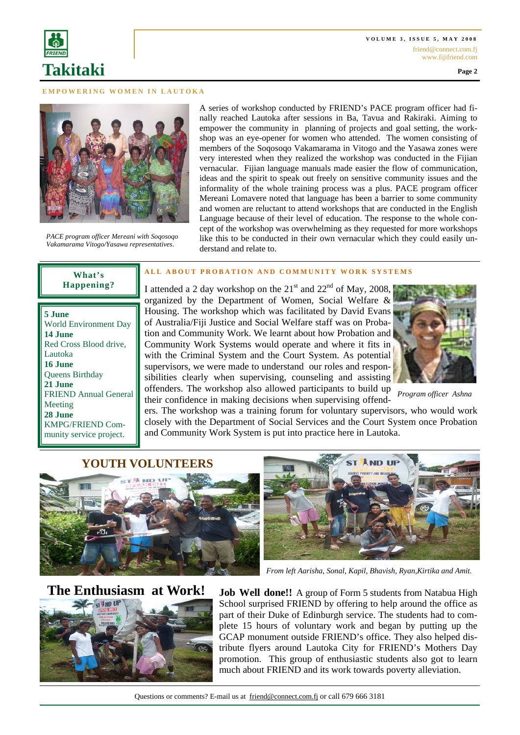## EMPOWERING WOMEN IN LAUTOKA

*PACE program officer Mereani with Soqosoqo Vakamarama Vitogo/Yasawa representatives.*

A series of workshop conducted by FRIEND's PACE program officer had finally reached Lautoka after sessions in Ba, Tavua and Rakiraki. Aiming to empower the community in planning of projects and goal setting, the workshop was an eye-opener for women who attended. The women consisting of members of the Soqosoqo Vakamarama in Vitogo and the Yasawa zones were very interested when they realized the workshop was conducted in the Fijian vernacular. Fijian language manuals made easier the flow of communication, ideas and the spirit to speak out freely on sensitive community issues and the informality of the whole training process was a plus. PACE program officer Mereani Lomavere noted that language has been a barrier to some community and women are reluctant to attend workshops that are conducted in the English Language because of their level of education. The response to the whole concept of the workshop was overwhelming as they requested for more workshops like this to be conducted in their own vernacular which they could easily understand and relate to.

### What's Happening?

**5 June**
World Environment Day
**14 June**
Red Cross Blood drive, Lautoka
**16 June**
Queens Birthday
**21 June**
FRIEND Annual General Meeting
**28 June**
KMPG/FRIEND Community service project.

## ALL ABOUT PROBATION AND COMMUNITY WORK SYSTEMS

I attended a 2 day workshop on the 21st and 22nd of May, 2008, organized by the Department of Women, Social Welfare & Housing. The workshop which was facilitated by David Evans of Australia/Fiji Justice and Social Welfare staff was on Probation and Community Work. We learnt about how Probation and Community Work Systems would operate and where it fits in with the Criminal System and the Court System. As potential supervisors, we were made to understand our roles and responsibilities clearly when supervising, counseling and assisting offenders. The workshop also allowed participants to build up their confidence in making decisions when supervising offenders. The workshop was a training forum for voluntary supervisors, who would work closely with the Department of Social Services and the Court System once Probation and Community Work System is put into practice here in Lautoka.

*Program officer Ashna*

## YOUTH VOLUNTEERS

*From left Aarisha, Sonal, Kapil, Bhavish, Ryan,Kirtika and Amit.*

## The Enthusiasm at Work!

**Job Well done!!** A group of Form 5 students from Natabua High School surprised FRIEND by offering to help around the office as part of their Duke of Edinburgh service. The students had to complete 15 hours of voluntary work and began by putting up the GCAP monument outside FRIEND's office. They also helped distribute flyers around Lautoka City for FRIEND's Mothers Day promotion. This group of enthusiastic students also got to learn much about FRIEND and its work towards poverty alleviation.

Questions or comments? E-mail us at friend@connect.com.fj or call 679 666 3181